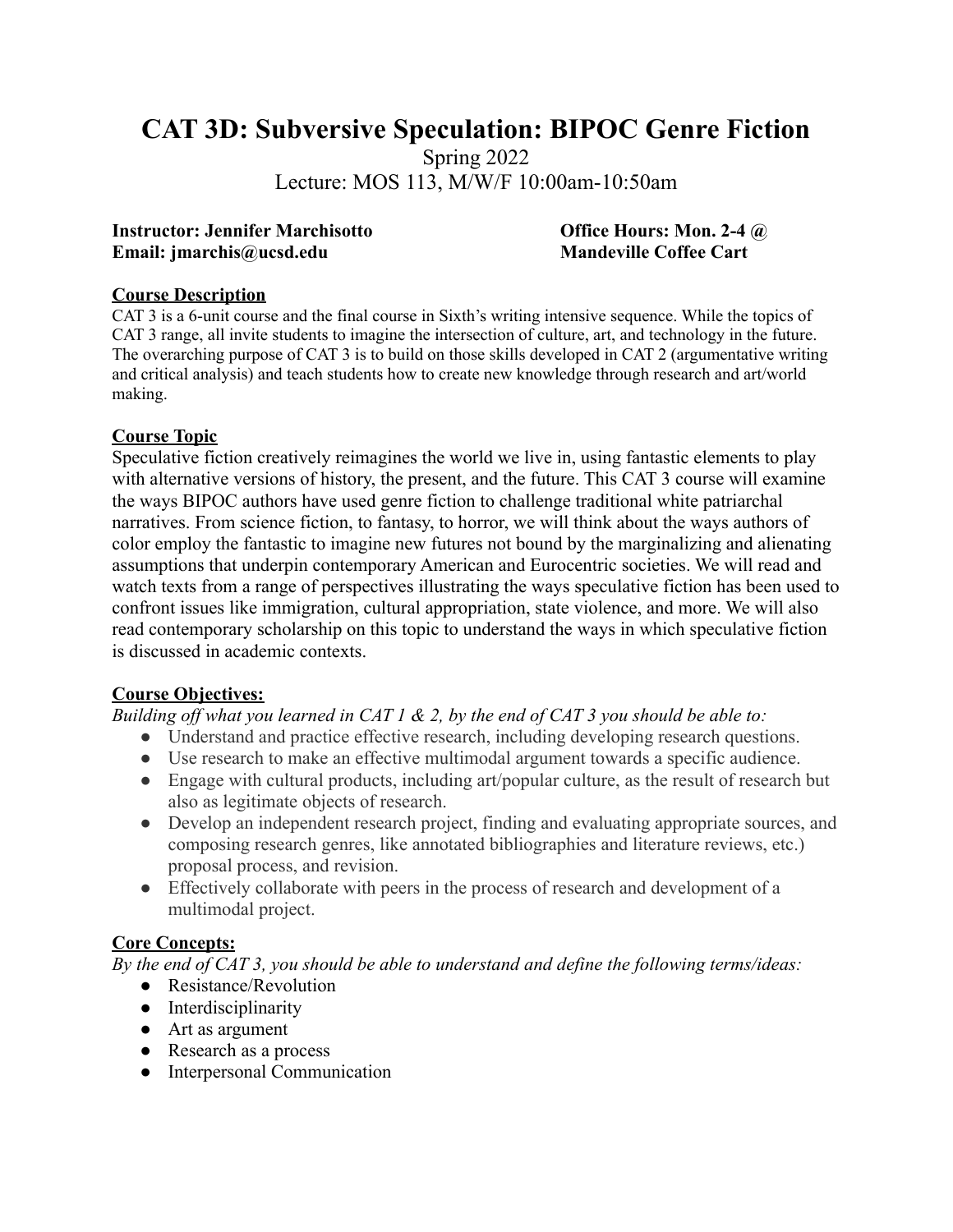# CAT 3D: Subversive Speculation: BIPOC Genre Fiction

Spring 2022

Lecture: MOS 113, M/W/F 10:00am-10:50am

**Instructor: Jennifer Marchisotto**
**Email: jmarchis@ucsd.edu**

**Office Hours: Mon. 2-4 @ Mandeville Coffee Cart**

## Course Description

CAT 3 is a 6-unit course and the final course in Sixth's writing intensive sequence. While the topics of CAT 3 range, all invite students to imagine the intersection of culture, art, and technology in the future. The overarching purpose of CAT 3 is to build on those skills developed in CAT 2 (argumentative writing and critical analysis) and teach students how to create new knowledge through research and art/world making.

## Course Topic

Speculative fiction creatively reimagines the world we live in, using fantastic elements to play with alternative versions of history, the present, and the future. This CAT 3 course will examine the ways BIPOC authors have used genre fiction to challenge traditional white patriarchal narratives. From science fiction, to fantasy, to horror, we will think about the ways authors of color employ the fantastic to imagine new futures not bound by the marginalizing and alienating assumptions that underpin contemporary American and Eurocentric societies. We will read and watch texts from a range of perspectives illustrating the ways speculative fiction has been used to confront issues like immigration, cultural appropriation, state violence, and more. We will also read contemporary scholarship on this topic to understand the ways in which speculative fiction is discussed in academic contexts.

## Course Objectives:

*Building off what you learned in CAT 1 & 2, by the end of CAT 3 you should be able to:*

- Understand and practice effective research, including developing research questions.
- Use research to make an effective multimodal argument towards a specific audience.
- Engage with cultural products, including art/popular culture, as the result of research but also as legitimate objects of research.
- Develop an independent research project, finding and evaluating appropriate sources, and composing research genres, like annotated bibliographies and literature reviews, etc.) proposal process, and revision.
- Effectively collaborate with peers in the process of research and development of a multimodal project.

## Core Concepts:

*By the end of CAT 3, you should be able to understand and define the following terms/ideas:*

- Resistance/Revolution
- Interdisciplinarity
- Art as argument
- Research as a process
- Interpersonal Communication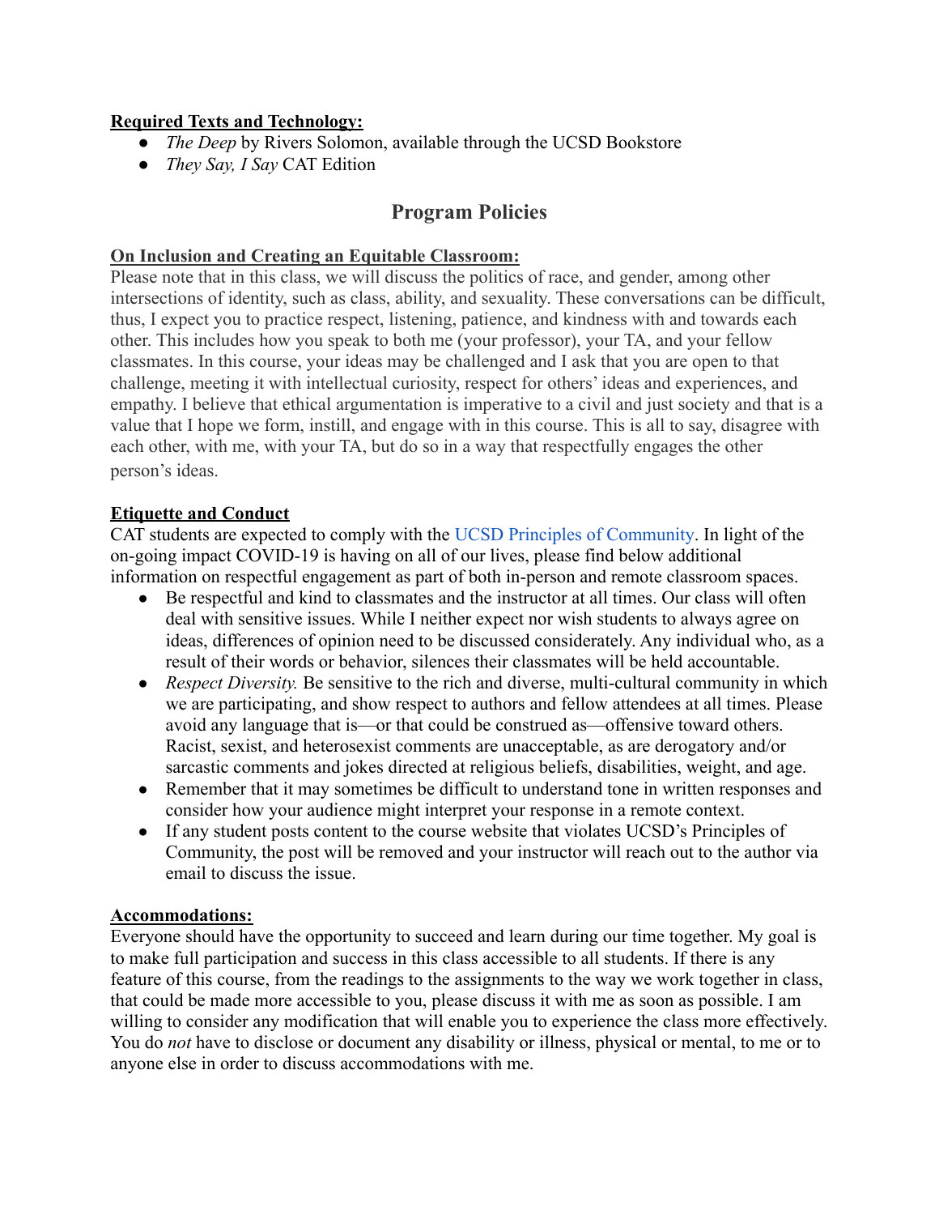**Required Texts and Technology:**

- *The Deep* by Rivers Solomon, available through the UCSD Bookstore
- *They Say, I Say* CAT Edition

## Program Policies

**On Inclusion and Creating an Equitable Classroom:**

Please note that in this class, we will discuss the politics of race, and gender, among other intersections of identity, such as class, ability, and sexuality. These conversations can be difficult, thus, I expect you to practice respect, listening, patience, and kindness with and towards each other. This includes how you speak to both me (your professor), your TA, and your fellow classmates. In this course, your ideas may be challenged and I ask that you are open to that challenge, meeting it with intellectual curiosity, respect for others' ideas and experiences, and empathy. I believe that ethical argumentation is imperative to a civil and just society and that is a value that I hope we form, instill, and engage with in this course. This is all to say, disagree with each other, with me, with your TA, but do so in a way that respectfully engages the other person's ideas.

**Etiquette and Conduct**

CAT students are expected to comply with the UCSD Principles of Community. In light of the on-going impact COVID-19 is having on all of our lives, please find below additional information on respectful engagement as part of both in-person and remote classroom spaces.

- Be respectful and kind to classmates and the instructor at all times. Our class will often deal with sensitive issues. While I neither expect nor wish students to always agree on ideas, differences of opinion need to be discussed considerately. Any individual who, as a result of their words or behavior, silences their classmates will be held accountable.
- *Respect Diversity.* Be sensitive to the rich and diverse, multi-cultural community in which we are participating, and show respect to authors and fellow attendees at all times. Please avoid any language that is—or that could be construed as—offensive toward others. Racist, sexist, and heterosexist comments are unacceptable, as are derogatory and/or sarcastic comments and jokes directed at religious beliefs, disabilities, weight, and age.
- Remember that it may sometimes be difficult to understand tone in written responses and consider how your audience might interpret your response in a remote context.
- If any student posts content to the course website that violates UCSD's Principles of Community, the post will be removed and your instructor will reach out to the author via email to discuss the issue.

**Accommodations:**

Everyone should have the opportunity to succeed and learn during our time together. My goal is to make full participation and success in this class accessible to all students. If there is any feature of this course, from the readings to the assignments to the way we work together in class, that could be made more accessible to you, please discuss it with me as soon as possible. I am willing to consider any modification that will enable you to experience the class more effectively. You do *not* have to disclose or document any disability or illness, physical or mental, to me or to anyone else in order to discuss accommodations with me.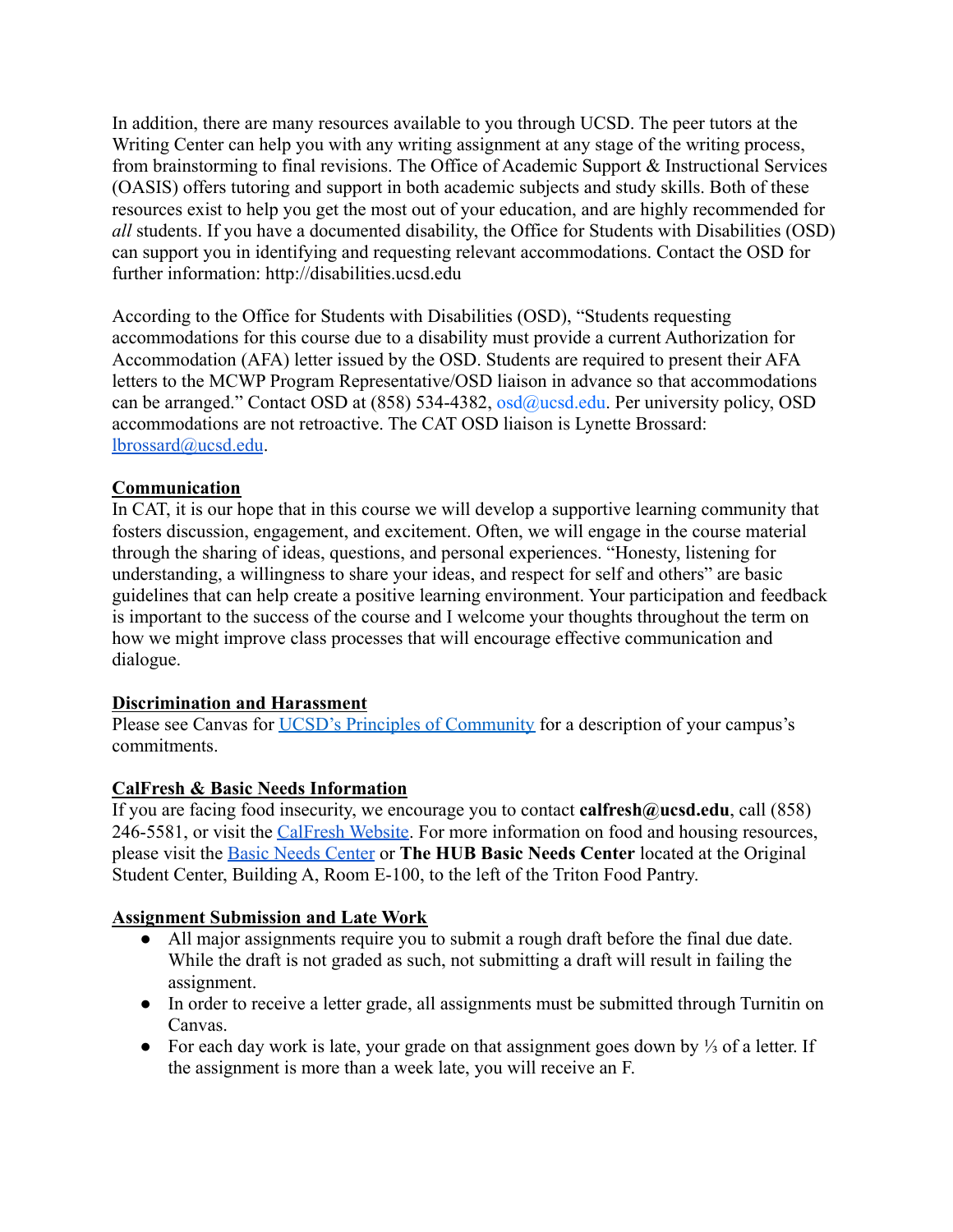In addition, there are many resources available to you through UCSD. The peer tutors at the Writing Center can help you with any writing assignment at any stage of the writing process, from brainstorming to final revisions. The Office of Academic Support & Instructional Services (OASIS) offers tutoring and support in both academic subjects and study skills. Both of these resources exist to help you get the most out of your education, and are highly recommended for *all* students. If you have a documented disability, the Office for Students with Disabilities (OSD) can support you in identifying and requesting relevant accommodations. Contact the OSD for further information: http://disabilities.ucsd.edu

According to the Office for Students with Disabilities (OSD), "Students requesting accommodations for this course due to a disability must provide a current Authorization for Accommodation (AFA) letter issued by the OSD. Students are required to present their AFA letters to the MCWP Program Representative/OSD liaison in advance so that accommodations can be arranged." Contact OSD at (858) 534-4382, osd@ucsd.edu. Per university policy, OSD accommodations are not retroactive. The CAT OSD liaison is Lynette Brossard: lbrossard@ucsd.edu.

## Communication

In CAT, it is our hope that in this course we will develop a supportive learning community that fosters discussion, engagement, and excitement. Often, we will engage in the course material through the sharing of ideas, questions, and personal experiences. "Honesty, listening for understanding, a willingness to share your ideas, and respect for self and others" are basic guidelines that can help create a positive learning environment. Your participation and feedback is important to the success of the course and I welcome your thoughts throughout the term on how we might improve class processes that will encourage effective communication and dialogue.

## Discrimination and Harassment

Please see Canvas for UCSD's Principles of Community for a description of your campus's commitments.

## CalFresh & Basic Needs Information

If you are facing food insecurity, we encourage you to contact **calfresh@ucsd.edu**, call (858) 246-5581, or visit the CalFresh Website. For more information on food and housing resources, please visit the Basic Needs Center or **The HUB Basic Needs Center** located at the Original Student Center, Building A, Room E-100, to the left of the Triton Food Pantry.

## Assignment Submission and Late Work

- All major assignments require you to submit a rough draft before the final due date. While the draft is not graded as such, not submitting a draft will result in failing the assignment.
- In order to receive a letter grade, all assignments must be submitted through Turnitin on Canvas.
- For each day work is late, your grade on that assignment goes down by ⅓ of a letter. If the assignment is more than a week late, you will receive an F.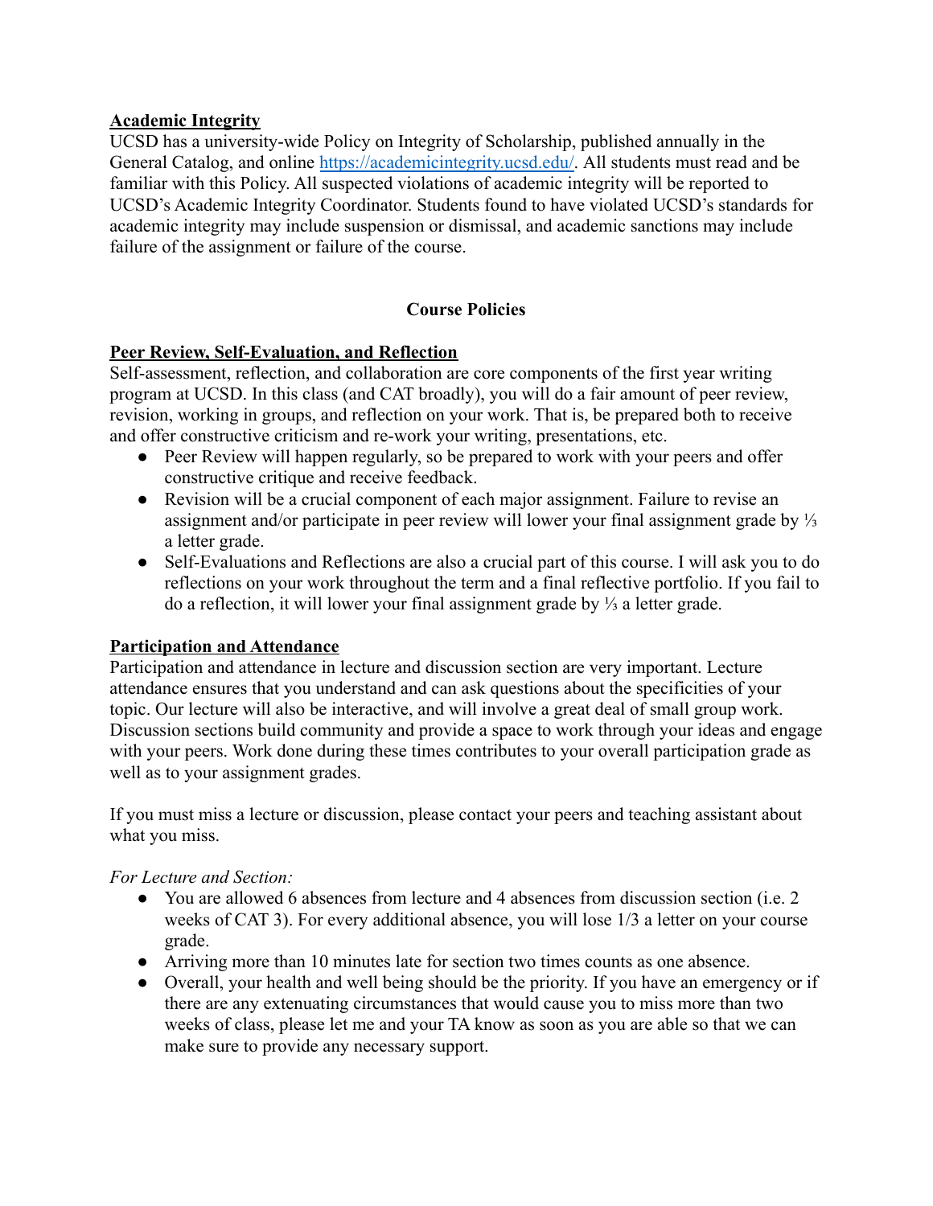## Academic Integrity

UCSD has a university-wide Policy on Integrity of Scholarship, published annually in the General Catalog, and online https://academicintegrity.ucsd.edu/. All students must read and be familiar with this Policy. All suspected violations of academic integrity will be reported to UCSD's Academic Integrity Coordinator. Students found to have violated UCSD's standards for academic integrity may include suspension or dismissal, and academic sanctions may include failure of the assignment or failure of the course.

# Course Policies

## Peer Review, Self-Evaluation, and Reflection

Self-assessment, reflection, and collaboration are core components of the first year writing program at UCSD. In this class (and CAT broadly), you will do a fair amount of peer review, revision, working in groups, and reflection on your work. That is, be prepared both to receive and offer constructive criticism and re-work your writing, presentations, etc.

- Peer Review will happen regularly, so be prepared to work with your peers and offer constructive critique and receive feedback.
- Revision will be a crucial component of each major assignment. Failure to revise an assignment and/or participate in peer review will lower your final assignment grade by ⅓ a letter grade.
- Self-Evaluations and Reflections are also a crucial part of this course. I will ask you to do reflections on your work throughout the term and a final reflective portfolio. If you fail to do a reflection, it will lower your final assignment grade by ⅓ a letter grade.

## Participation and Attendance

Participation and attendance in lecture and discussion section are very important. Lecture attendance ensures that you understand and can ask questions about the specificities of your topic. Our lecture will also be interactive, and will involve a great deal of small group work. Discussion sections build community and provide a space to work through your ideas and engage with your peers. Work done during these times contributes to your overall participation grade as well as to your assignment grades.

If you must miss a lecture or discussion, please contact your peers and teaching assistant about what you miss.

*For Lecture and Section:*

- You are allowed 6 absences from lecture and 4 absences from discussion section (i.e. 2 weeks of CAT 3). For every additional absence, you will lose 1/3 a letter on your course grade.
- Arriving more than 10 minutes late for section two times counts as one absence.
- Overall, your health and well being should be the priority. If you have an emergency or if there are any extenuating circumstances that would cause you to miss more than two weeks of class, please let me and your TA know as soon as you are able so that we can make sure to provide any necessary support.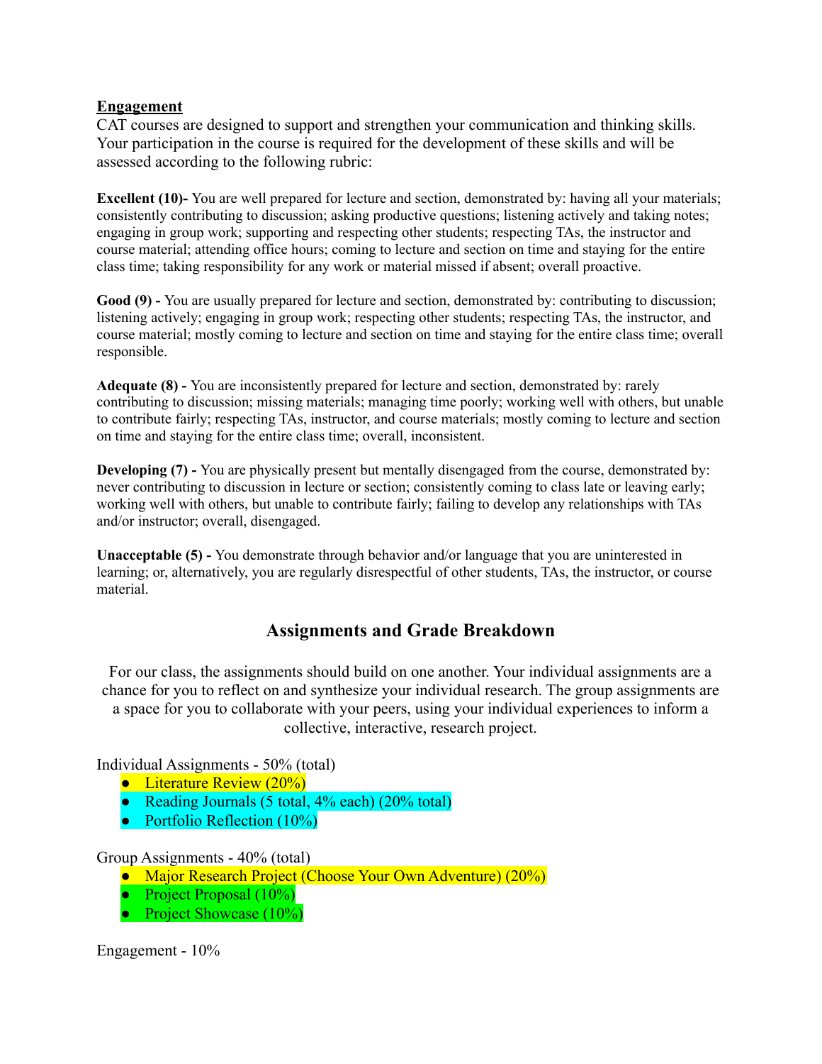**<u>Engagement</u>**

CAT courses are designed to support and strengthen your communication and thinking skills. Your participation in the course is required for the development of these skills and will be assessed according to the following rubric:

**Excellent (10)-** You are well prepared for lecture and section, demonstrated by: having all your materials; consistently contributing to discussion; asking productive questions; listening actively and taking notes; engaging in group work; supporting and respecting other students; respecting TAs, the instructor and course material; attending office hours; coming to lecture and section on time and staying for the entire class time; taking responsibility for any work or material missed if absent; overall proactive.

**Good (9) -** You are usually prepared for lecture and section, demonstrated by: contributing to discussion; listening actively; engaging in group work; respecting other students; respecting TAs, the instructor, and course material; mostly coming to lecture and section on time and staying for the entire class time; overall responsible.

**Adequate (8) -** You are inconsistently prepared for lecture and section, demonstrated by: rarely contributing to discussion; missing materials; managing time poorly; working well with others, but unable to contribute fairly; respecting TAs, instructor, and course materials; mostly coming to lecture and section on time and staying for the entire class time; overall, inconsistent.

**Developing (7) -** You are physically present but mentally disengaged from the course, demonstrated by: never contributing to discussion in lecture or section; consistently coming to class late or leaving early; working well with others, but unable to contribute fairly; failing to develop any relationships with TAs and/or instructor; overall, disengaged.

**Unacceptable (5) -** You demonstrate through behavior and/or language that you are uninterested in learning; or, alternatively, you are regularly disrespectful of other students, TAs, the instructor, or course material.

## Assignments and Grade Breakdown

For our class, the assignments should build on one another. Your individual assignments are a chance for you to reflect on and synthesize your individual research. The group assignments are a space for you to collaborate with your peers, using your individual experiences to inform a collective, interactive, research project.

Individual Assignments - 50% (total)

- Literature Review (20%)
- Reading Journals (5 total, 4% each) (20% total)
- Portfolio Reflection (10%)

Group Assignments - 40% (total)

- Major Research Project (Choose Your Own Adventure) (20%)
- Project Proposal (10%)
- Project Showcase (10%)

Engagement - 10%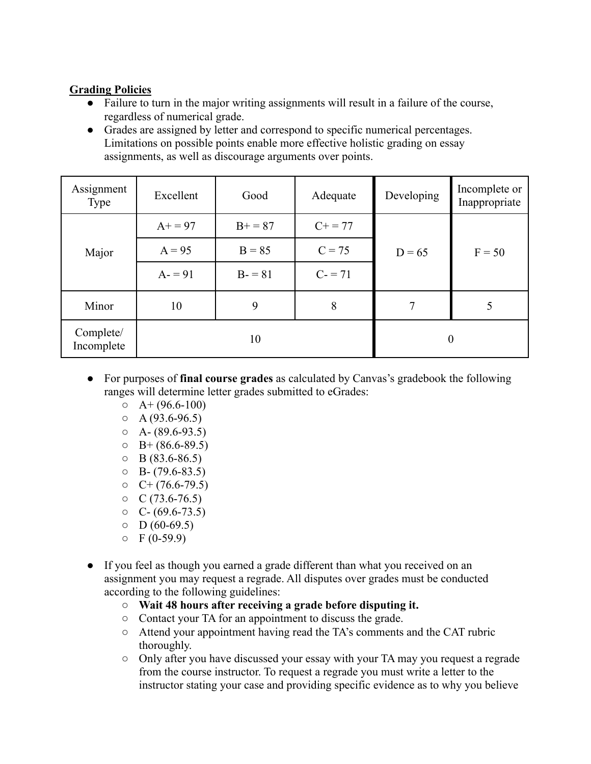**Grading Policies**

- Failure to turn in the major writing assignments will result in a failure of the course, regardless of numerical grade.
- Grades are assigned by letter and correspond to specific numerical percentages. Limitations on possible points enable more effective holistic grading on essay assignments, as well as discourage arguments over points.

| Assignment Type | Excellent | Good | Adequate | Developing | Incomplete or Inappropriate |
|---|---|---|---|---|---|
| Major | A+ = 97 | B+ = 87 | C+ = 77 | D = 65 | F = 50 |
| | A = 95 | B = 85 | C = 75 | | |
| | A- = 91 | B- = 81 | C- = 71 | | |
| Minor | 10 | 9 | 8 | 7 | 5 |
| Complete/ Incomplete | 10 | | | 0 | |

- For purposes of **final course grades** as calculated by Canvas's gradebook the following ranges will determine letter grades submitted to eGrades:
  - A+ (96.6-100)
  - A (93.6-96.5)
  - A- (89.6-93.5)
  - B+ (86.6-89.5)
  - B (83.6-86.5)
  - B- (79.6-83.5)
  - C+ (76.6-79.5)
  - C (73.6-76.5)
  - C- (69.6-73.5)
  - D (60-69.5)
  - F (0-59.9)

- If you feel as though you earned a grade different than what you received on an assignment you may request a regrade. All disputes over grades must be conducted according to the following guidelines:
  - **Wait 48 hours after receiving a grade before disputing it.**
  - Contact your TA for an appointment to discuss the grade.
  - Attend your appointment having read the TA's comments and the CAT rubric thoroughly.
  - Only after you have discussed your essay with your TA may you request a regrade from the course instructor. To request a regrade you must write a letter to the instructor stating your case and providing specific evidence as to why you believe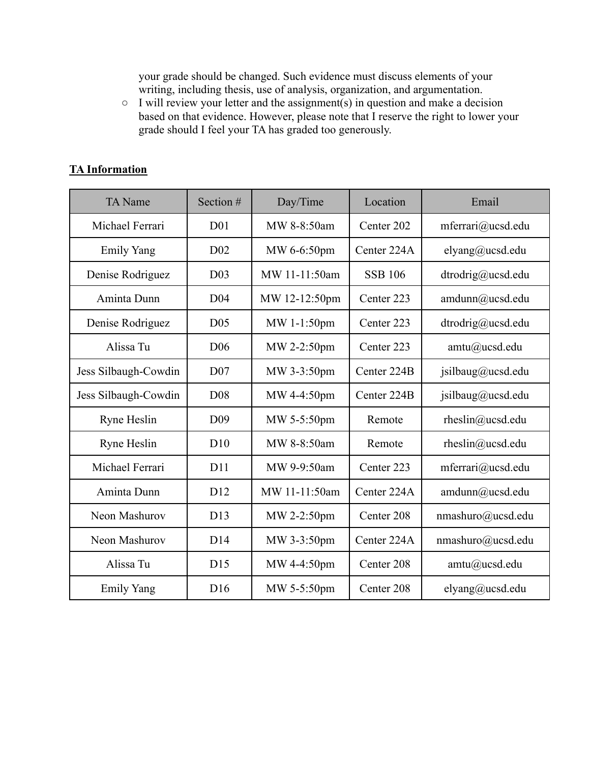your grade should be changed. Such evidence must discuss elements of your writing, including thesis, use of analysis, organization, and argumentation.

- I will review your letter and the assignment(s) in question and make a decision based on that evidence. However, please note that I reserve the right to lower your grade should I feel your TA has graded too generously.

**TA Information**

| TA Name | Section # | Day/Time | Location | Email |
|---|---|---|---|---|
| Michael Ferrari | D01 | MW 8-8:50am | Center 202 | mferrari@ucsd.edu |
| Emily Yang | D02 | MW 6-6:50pm | Center 224A | elyang@ucsd.edu |
| Denise Rodriguez | D03 | MW 11-11:50am | SSB 106 | dtrodrig@ucsd.edu |
| Aminta Dunn | D04 | MW 12-12:50pm | Center 223 | amdunn@ucsd.edu |
| Denise Rodriguez | D05 | MW 1-1:50pm | Center 223 | dtrodrig@ucsd.edu |
| Alissa Tu | D06 | MW 2-2:50pm | Center 223 | amtu@ucsd.edu |
| Jess Silbaugh-Cowdin | D07 | MW 3-3:50pm | Center 224B | jsilbaug@ucsd.edu |
| Jess Silbaugh-Cowdin | D08 | MW 4-4:50pm | Center 224B | jsilbaug@ucsd.edu |
| Ryne Heslin | D09 | MW 5-5:50pm | Remote | rheslin@ucsd.edu |
| Ryne Heslin | D10 | MW 8-8:50am | Remote | rheslin@ucsd.edu |
| Michael Ferrari | D11 | MW 9-9:50am | Center 223 | mferrari@ucsd.edu |
| Aminta Dunn | D12 | MW 11-11:50am | Center 224A | amdunn@ucsd.edu |
| Neon Mashurov | D13 | MW 2-2:50pm | Center 208 | nmashuro@ucsd.edu |
| Neon Mashurov | D14 | MW 3-3:50pm | Center 224A | nmashuro@ucsd.edu |
| Alissa Tu | D15 | MW 4-4:50pm | Center 208 | amtu@ucsd.edu |
| Emily Yang | D16 | MW 5-5:50pm | Center 208 | elyang@ucsd.edu |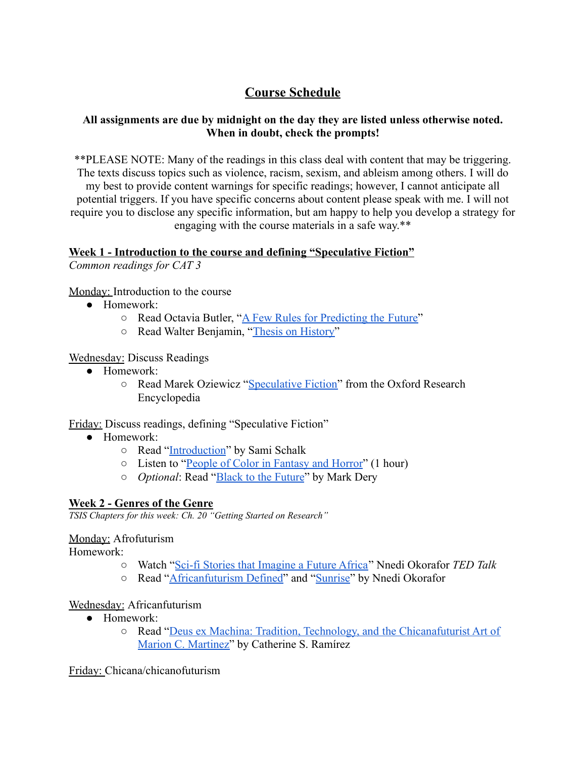# Course Schedule

**All assignments are due by midnight on the day they are listed unless otherwise noted. When in doubt, check the prompts!**

**PLEASE NOTE: Many of the readings in this class deal with content that may be triggering. The texts discuss topics such as violence, racism, sexism, and ableism among others. I will do my best to provide content warnings for specific readings; however, I cannot anticipate all potential triggers. If you have specific concerns about content please speak with me. I will not require you to disclose any specific information, but am happy to help you develop a strategy for engaging with the course materials in a safe way.**

## Week 1 - Introduction to the course and defining "Speculative Fiction"

*Common readings for CAT 3*

Monday: Introduction to the course

- Homework:
  - Read Octavia Butler, "A Few Rules for Predicting the Future"
  - Read Walter Benjamin, "Thesis on History"

Wednesday: Discuss Readings

- Homework:
  - Read Marek Oziewicz "Speculative Fiction" from the Oxford Research Encyclopedia

Friday: Discuss readings, defining "Speculative Fiction"

- Homework:
  - Read "Introduction" by Sami Schalk
  - Listen to "People of Color in Fantasy and Horror" (1 hour)
  - *Optional*: Read "Black to the Future" by Mark Dery

## Week 2 - Genres of the Genre

*TSIS Chapters for this week: Ch. 20 "Getting Started on Research"*

Monday: Afrofuturism

Homework:

- Watch "Sci-fi Stories that Imagine a Future Africa" Nnedi Okorafor *TED Talk*
- Read "Africanfuturism Defined" and "Sunrise" by Nnedi Okorafor

Wednesday: Africanfuturism

- Homework:
  - Read "Deus ex Machina: Tradition, Technology, and the Chicanafuturist Art of Marion C. Martinez" by Catherine S. Ramírez

Friday: Chicana/chicanofuturism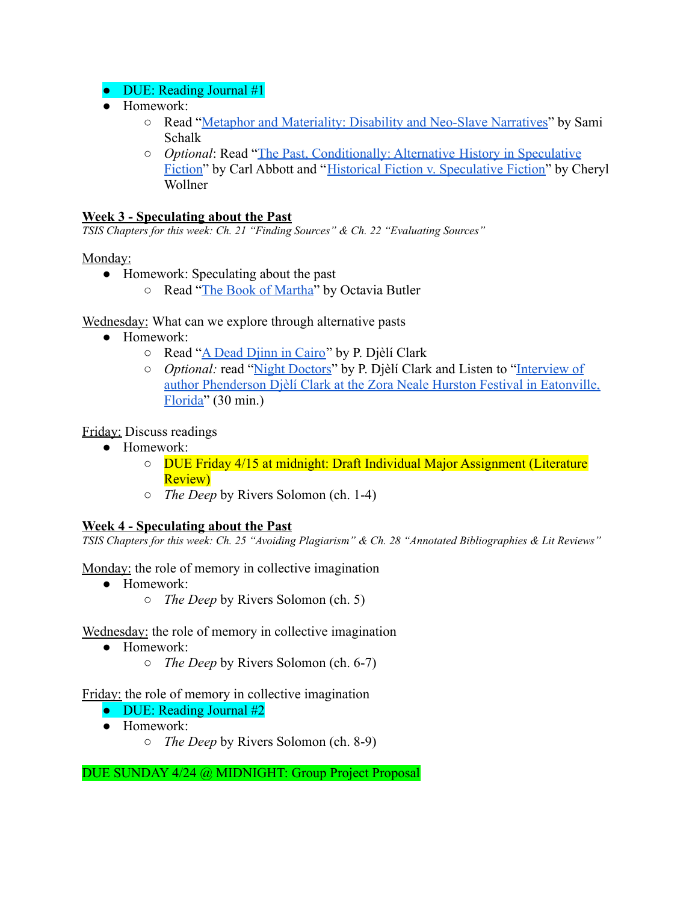- DUE: Reading Journal #1
- Homework:
    - Read "[Metaphor and Materiality: Disability and Neo-Slave Narratives]" by Sami Schalk
    - *Optional*: Read "[The Past, Conditionally: Alternative History in Speculative Fiction]" by Carl Abbott and "[Historical Fiction v. Speculative Fiction]" by Cheryl Wollner

## Week 3 - Speculating about the Past

*TSIS Chapters for this week: Ch. 21 "Finding Sources" & Ch. 22 "Evaluating Sources"*

Monday:
- Homework: Speculating about the past
    - Read "[The Book of Martha]" by Octavia Butler

Wednesday: What can we explore through alternative pasts
- Homework:
    - Read "[A Dead Djinn in Cairo]" by P. Djèlí Clark
    - *Optional:* read "[Night Doctors]" by P. Djèlí Clark and Listen to "[Interview of author Phenderson Djèlí Clark at the Zora Neale Hurston Festival in Eatonville, Florida]" (30 min.)

Friday: Discuss readings
- Homework:
    - DUE Friday 4/15 at midnight: Draft Individual Major Assignment (Literature Review)
    - *The Deep* by Rivers Solomon (ch. 1-4)

## Week 4 - Speculating about the Past

*TSIS Chapters for this week: Ch. 25 "Avoiding Plagiarism" & Ch. 28 "Annotated Bibliographies & Lit Reviews"*

Monday: the role of memory in collective imagination
- Homework:
    - *The Deep* by Rivers Solomon (ch. 5)

Wednesday: the role of memory in collective imagination
- Homework:
    - *The Deep* by Rivers Solomon (ch. 6-7)

Friday: the role of memory in collective imagination
- DUE: Reading Journal #2
- Homework:
    - *The Deep* by Rivers Solomon (ch. 8-9)

DUE SUNDAY 4/24 @ MIDNIGHT: Group Project Proposal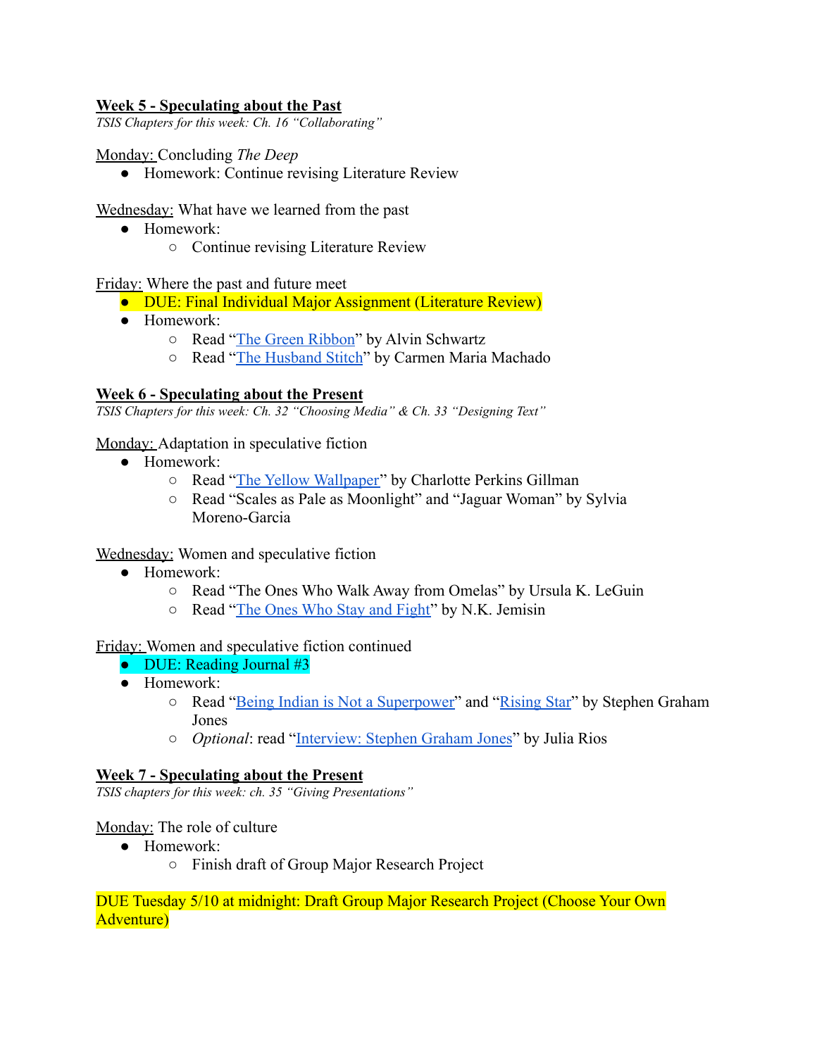## Week 5 - Speculating about the Past

*TSIS Chapters for this week: Ch. 16 "Collaborating"*

Monday: Concluding *The Deep*

- Homework: Continue revising Literature Review

Wednesday: What have we learned from the past

- Homework:
  - Continue revising Literature Review

Friday: Where the past and future meet

- DUE: Final Individual Major Assignment (Literature Review)
- Homework:
  - Read "The Green Ribbon" by Alvin Schwartz
  - Read "The Husband Stitch" by Carmen Maria Machado

## Week 6 - Speculating about the Present

*TSIS Chapters for this week: Ch. 32 "Choosing Media" & Ch. 33 "Designing Text"*

Monday: Adaptation in speculative fiction

- Homework:
  - Read "The Yellow Wallpaper" by Charlotte Perkins Gillman
  - Read "Scales as Pale as Moonlight" and "Jaguar Woman" by Sylvia Moreno-Garcia

Wednesday: Women and speculative fiction

- Homework:
  - Read "The Ones Who Walk Away from Omelas" by Ursula K. LeGuin
  - Read "The Ones Who Stay and Fight" by N.K. Jemisin

Friday: Women and speculative fiction continued

- DUE: Reading Journal #3
- Homework:
  - Read "Being Indian is Not a Superpower" and "Rising Star" by Stephen Graham Jones
  - *Optional*: read "Interview: Stephen Graham Jones" by Julia Rios

## Week 7 - Speculating about the Present

*TSIS chapters for this week: ch. 35 "Giving Presentations"*

Monday: The role of culture

- Homework:
  - Finish draft of Group Major Research Project

DUE Tuesday 5/10 at midnight: Draft Group Major Research Project (Choose Your Own Adventure)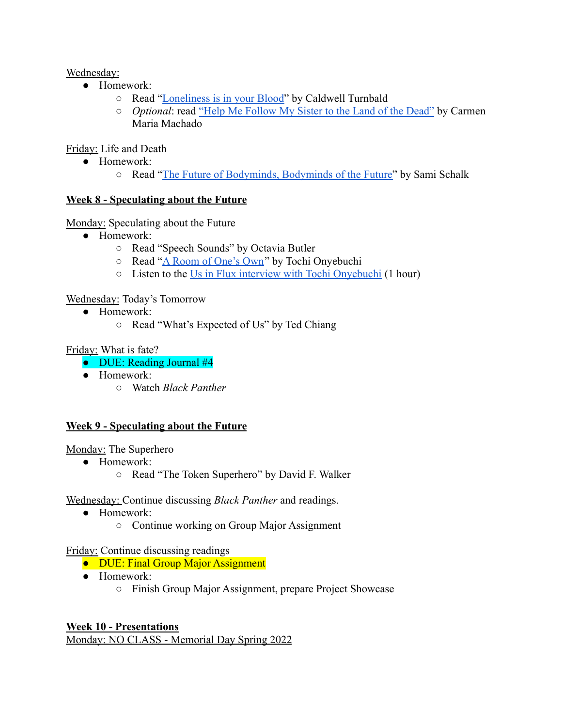Wednesday:

- Homework:
  - Read "Loneliness is in your Blood" by Caldwell Turnbald
  - *Optional*: read "Help Me Follow My Sister to the Land of the Dead" by Carmen Maria Machado

Friday: Life and Death

- Homework:
  - Read "The Future of Bodyminds, Bodyminds of the Future" by Sami Schalk

**Week 8 - Speculating about the Future**

Monday: Speculating about the Future

- Homework:
  - Read "Speech Sounds" by Octavia Butler
  - Read "A Room of One's Own" by Tochi Onyebuchi
  - Listen to the Us in Flux interview with Tochi Onyebuchi (1 hour)

Wednesday: Today's Tomorrow

- Homework:
  - Read "What's Expected of Us" by Ted Chiang

Friday: What is fate?

- DUE: Reading Journal #4
- Homework:
  - Watch *Black Panther*

**Week 9 - Speculating about the Future**

Monday: The Superhero

- Homework:
  - Read "The Token Superhero" by David F. Walker

Wednesday: Continue discussing *Black Panther* and readings.

- Homework:
  - Continue working on Group Major Assignment

Friday: Continue discussing readings

- DUE: Final Group Major Assignment
- Homework:
  - Finish Group Major Assignment, prepare Project Showcase

**Week 10 - Presentations**

Monday: NO CLASS - Memorial Day Spring 2022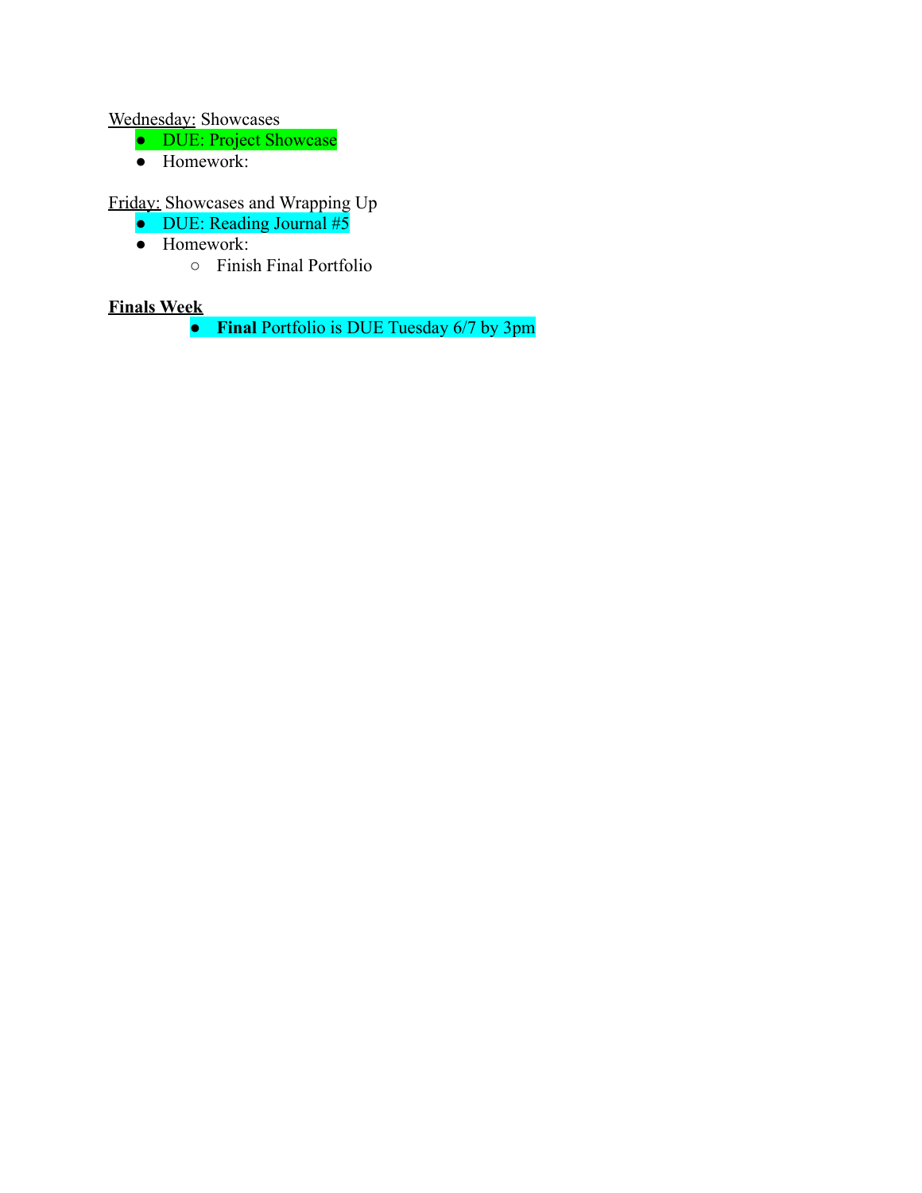<u>Wednesday:</u> Showcases

- DUE: Project Showcase
- Homework:

<u>Friday:</u> Showcases and Wrapping Up

- DUE: Reading Journal #5
- Homework:
  - Finish Final Portfolio

**<u>Finals Week</u>**

- **Final** Portfolio is DUE Tuesday 6/7 by 3pm